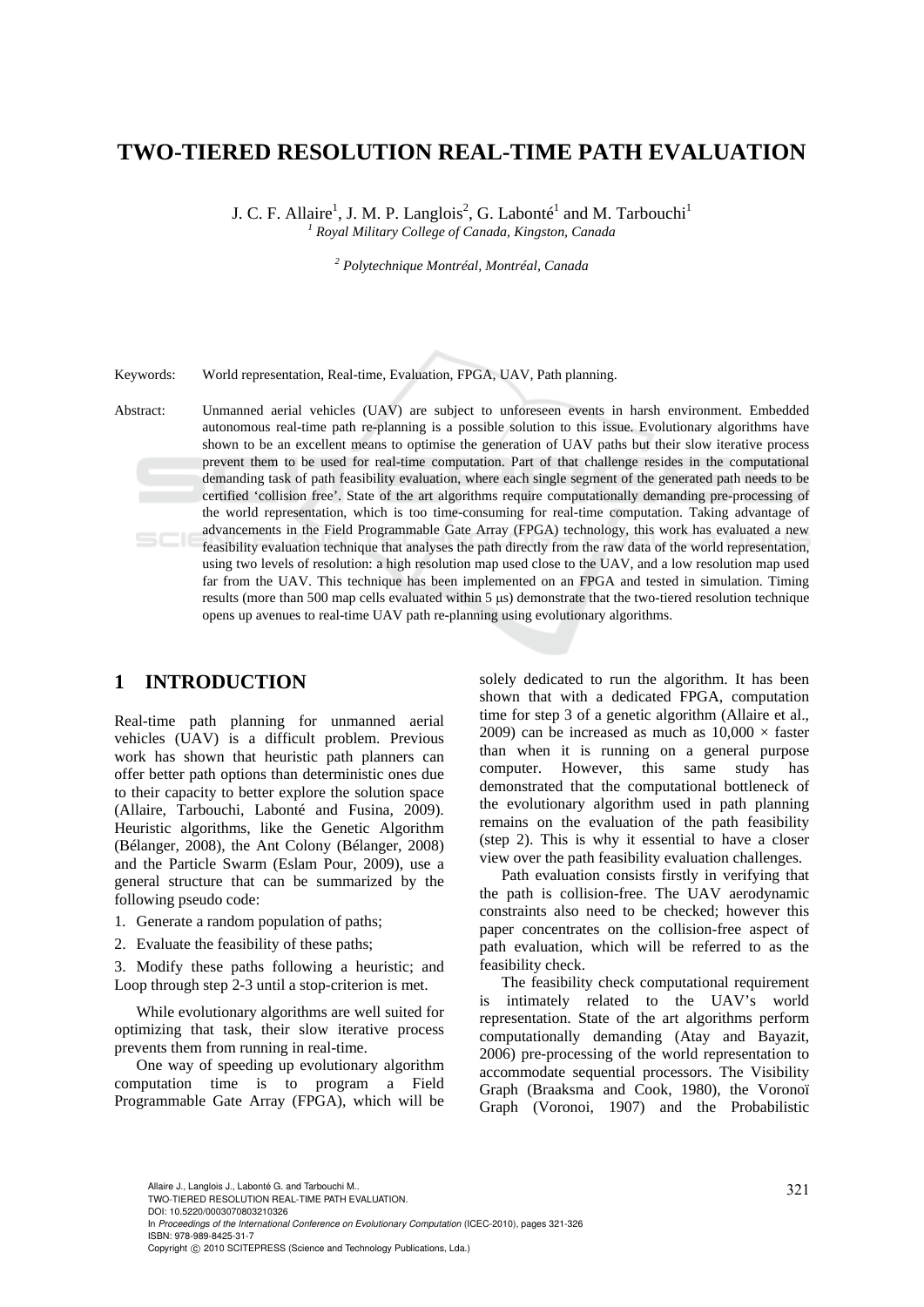# TWO-TIERED RESOLUTION REAL-TIME PATH EVALUATION

J. C. F. Allaire[1], J. M. P. Langlois[2], G. Labonté[1] and M. Tarbouchi[1]

[1] *Royal Military College of Canada, Kingston, Canada*

[2] *Polytechnique Montréal, Montréal, Canada*

Keywords: World representation, Real-time, Evaluation, FPGA, UAV, Path planning.

Abstract: Unmanned aerial vehicles (UAV) are subject to unforeseen events in harsh environment. Embedded autonomous real-time path re-planning is a possible solution to this issue. Evolutionary algorithms have shown to be an excellent means to optimise the generation of UAV paths but their slow iterative process prevent them to be used for real-time computation. Part of that challenge resides in the computational demanding task of path feasibility evaluation, where each single segment of the generated path needs to be certified 'collision free'. State of the art algorithms require computationally demanding pre-processing of the world representation, which is too time-consuming for real-time computation. Taking advantage of advancements in the Field Programmable Gate Array (FPGA) technology, this work has evaluated a new feasibility evaluation technique that analyses the path directly from the raw data of the world representation, using two levels of resolution: a high resolution map used close to the UAV, and a low resolution map used far from the UAV. This technique has been implemented on an FPGA and tested in simulation. Timing results (more than 500 map cells evaluated within 5 μs) demonstrate that the two-tiered resolution technique opens up avenues to real-time UAV path re-planning using evolutionary algorithms.

## 1 INTRODUCTION

Real-time path planning for unmanned aerial vehicles (UAV) is a difficult problem. Previous work has shown that heuristic path planners can offer better path options than deterministic ones due to their capacity to better explore the solution space (Allaire, Tarbouchi, Labonté and Fusina, 2009). Heuristic algorithms, like the Genetic Algorithm (Bélanger, 2008), the Ant Colony (Bélanger, 2008) and the Particle Swarm (Eslam Pour, 2009), use a general structure that can be summarized by the following pseudo code:

1. Generate a random population of paths;
2. Evaluate the feasibility of these paths;
3. Modify these paths following a heuristic; and Loop through step 2-3 until a stop-criterion is met.

While evolutionary algorithms are well suited for optimizing that task, their slow iterative process prevents them from running in real-time.

One way of speeding up evolutionary algorithm computation time is to program a Field Programmable Gate Array (FPGA), which will be solely dedicated to run the algorithm. It has been shown that with a dedicated FPGA, computation time for step 3 of a genetic algorithm (Allaire et al., 2009) can be increased as much as 10,000 × faster than when it is running on a general purpose computer. However, this same study has demonstrated that the computational bottleneck of the evolutionary algorithm used in path planning remains on the evaluation of the path feasibility (step 2). This is why it essential to have a closer view over the path feasibility evaluation challenges.

Path evaluation consists firstly in verifying that the path is collision-free. The UAV aerodynamic constraints also need to be checked; however this paper concentrates on the collision-free aspect of path evaluation, which will be referred to as the feasibility check.

The feasibility check computational requirement is intimately related to the UAV's world representation. State of the art algorithms perform computationally demanding (Atay and Bayazit, 2006) pre-processing of the world representation to accommodate sequential processors. The Visibility Graph (Braaksma and Cook, 1980), the Voronoï Graph (Voronoi, 1907) and the Probabilistic

Allaire J., Langlois J., Labonté G. and Tarbouchi M..
TWO-TIERED RESOLUTION REAL-TIME PATH EVALUATION.
DOI: 10.5220/0003070803210326
In *Proceedings of the International Conference on Evolutionary Computation* (ICEC-2010), pages 321-326
ISBN: 978-989-8425-31-7
Copyright © 2010 SCITEPRESS (Science and Technology Publications, Lda.)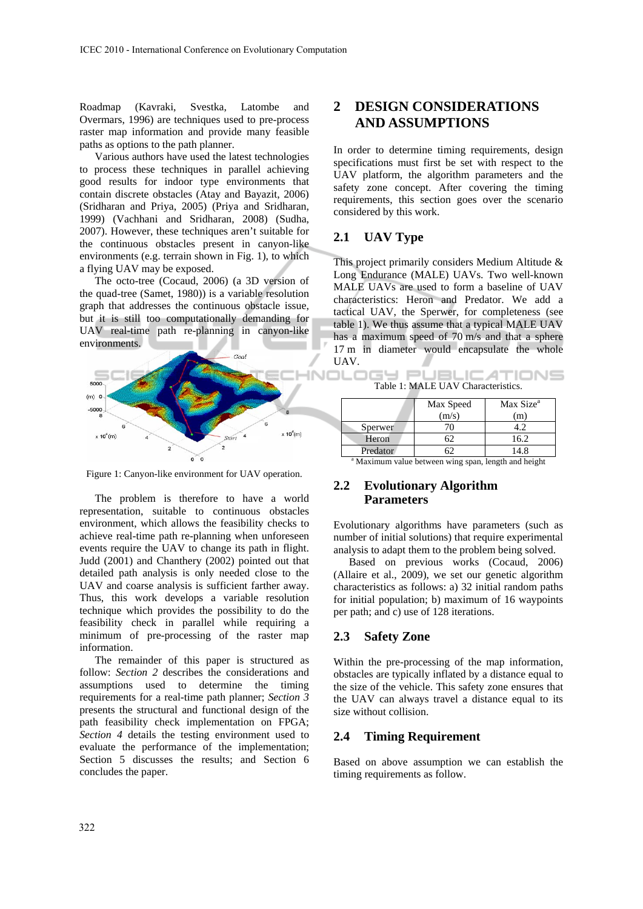Roadmap (Kavraki, Svestka, Latombe and Overmars, 1996) are techniques used to pre-process raster map information and provide many feasible paths as options to the path planner.

Various authors have used the latest technologies to process these techniques in parallel achieving good results for indoor type environments that contain discrete obstacles (Atay and Bayazit, 2006) (Sridharan and Priya, 2005) (Priya and Sridharan, 1999) (Vachhani and Sridharan, 2008) (Sudha, 2007). However, these techniques aren't suitable for the continuous obstacles present in canyon-like environments (e.g. terrain shown in Fig. 1), to which a flying UAV may be exposed.

The octo-tree (Cocaud, 2006) (a 3D version of the quad-tree (Samet, 1980)) is a variable resolution graph that addresses the continuous obstacle issue, but it is still too computationally demanding for UAV real-time path re-planning in canyon-like environments.

Figure 1: Canyon-like environment for UAV operation.

The problem is therefore to have a world representation, suitable to continuous obstacles environment, which allows the feasibility checks to achieve real-time path re-planning when unforeseen events require the UAV to change its path in flight. Judd (2001) and Chanthery (2002) pointed out that detailed path analysis is only needed close to the UAV and coarse analysis is sufficient farther away. Thus, this work develops a variable resolution technique which provides the possibility to do the feasibility check in parallel while requiring a minimum of pre-processing of the raster map information.

The remainder of this paper is structured as follow: *Section 2* describes the considerations and assumptions used to determine the timing requirements for a real-time path planner; *Section 3* presents the structural and functional design of the path feasibility check implementation on FPGA; *Section 4* details the testing environment used to evaluate the performance of the implementation; Section 5 discusses the results; and Section 6 concludes the paper.

# 2 DESIGN CONSIDERATIONS AND ASSUMPTIONS

In order to determine timing requirements, design specifications must first be set with respect to the UAV platform, the algorithm parameters and the safety zone concept. After covering the timing requirements, this section goes over the scenario considered by this work.

## 2.1 UAV Type

This project primarily considers Medium Altitude & Long Endurance (MALE) UAVs. Two well-known MALE UAVs are used to form a baseline of UAV characteristics: Heron and Predator. We add a tactical UAV, the Sperwer, for completeness (see table 1). We thus assume that a typical MALE UAV has a maximum speed of 70 m/s and that a sphere 17 m in diameter would encapsulate the whole UAV.

Table 1: MALE UAV Characteristics.

| | Max Speed (m/s) | Max Size[a] (m) |
|---|---|---|
| Sperwer | 70 | 4.2 |
| Heron | 62 | 16.2 |
| Predator | 62 | 14.8 |

[a] Maximum value between wing span, length and height

## 2.2 Evolutionary Algorithm Parameters

Evolutionary algorithms have parameters (such as number of initial solutions) that require experimental analysis to adapt them to the problem being solved.

Based on previous works (Cocaud, 2006) (Allaire et al., 2009), we set our genetic algorithm characteristics as follows: a) 32 initial random paths for initial population; b) maximum of 16 waypoints per path; and c) use of 128 iterations.

## 2.3 Safety Zone

Within the pre-processing of the map information, obstacles are typically inflated by a distance equal to the size of the vehicle. This safety zone ensures that the UAV can always travel a distance equal to its size without collision.

## 2.4 Timing Requirement

Based on above assumption we can establish the timing requirements as follow.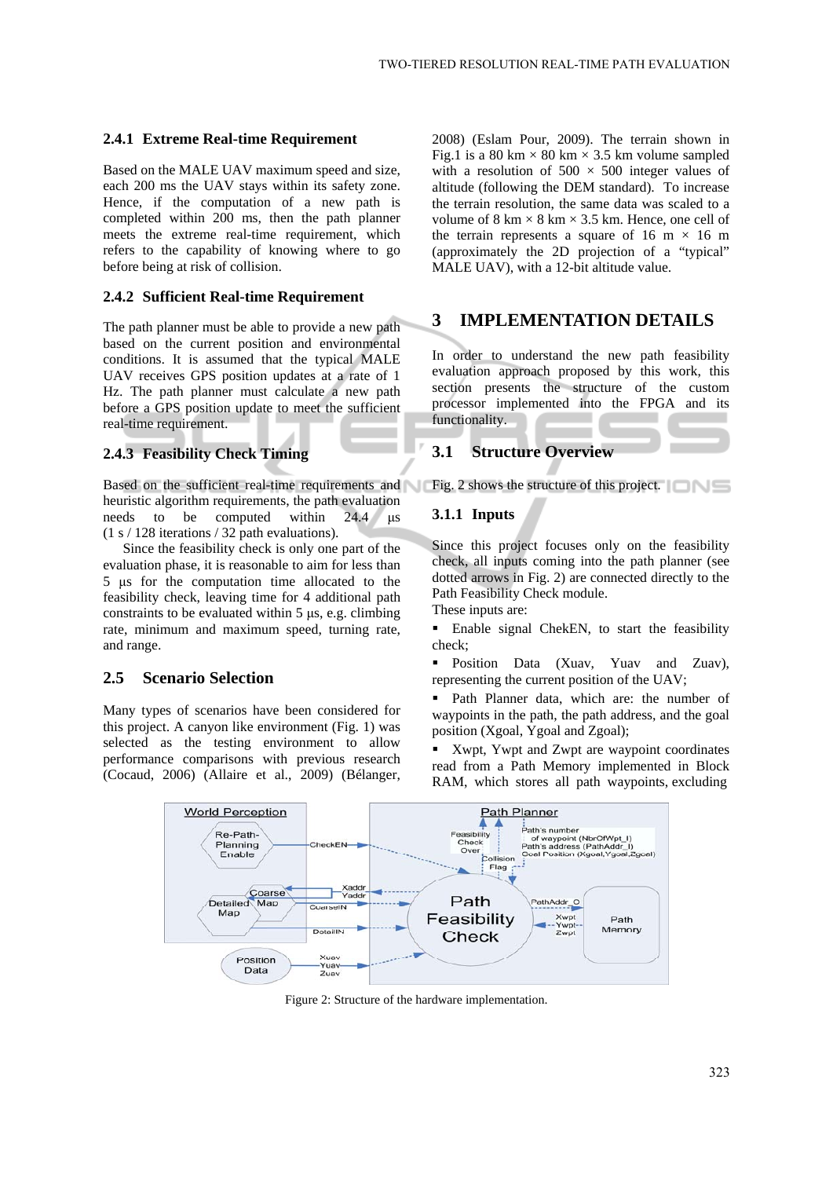#### 2.4.1 Extreme Real-time Requirement

Based on the MALE UAV maximum speed and size, each 200 ms the UAV stays within its safety zone. Hence, if the computation of a new path is completed within 200 ms, then the path planner meets the extreme real-time requirement, which refers to the capability of knowing where to go before being at risk of collision.

#### 2.4.2 Sufficient Real-time Requirement

The path planner must be able to provide a new path based on the current position and environmental conditions. It is assumed that the typical MALE UAV receives GPS position updates at a rate of 1 Hz. The path planner must calculate a new path before a GPS position update to meet the sufficient real-time requirement.

#### 2.4.3 Feasibility Check Timing

Based on the sufficient real-time requirements and heuristic algorithm requirements, the path evaluation needs to be computed within 24.4 µs (1 s / 128 iterations / 32 path evaluations).

Since the feasibility check is only one part of the evaluation phase, it is reasonable to aim for less than 5 µs for the computation time allocated to the feasibility check, leaving time for 4 additional path constraints to be evaluated within 5 µs, e.g. climbing rate, minimum and maximum speed, turning rate, and range.

### 2.5 Scenario Selection

Many types of scenarios have been considered for this project. A canyon like environment (Fig. 1) was selected as the testing environment to allow performance comparisons with previous research (Cocaud, 2006) (Allaire et al., 2009) (Bélanger, 2008) (Eslam Pour, 2009). The terrain shown in Fig.1 is a 80 km × 80 km × 3.5 km volume sampled with a resolution of 500 × 500 integer values of altitude (following the DEM standard). To increase the terrain resolution, the same data was scaled to a volume of 8 km × 8 km × 3.5 km. Hence, one cell of the terrain represents a square of 16 m × 16 m (approximately the 2D projection of a "typical" MALE UAV), with a 12-bit altitude value.

## 3 IMPLEMENTATION DETAILS

In order to understand the new path feasibility evaluation approach proposed by this work, this section presents the structure of the custom processor implemented into the FPGA and its functionality.

### 3.1 Structure Overview

Fig. 2 shows the structure of this project.

#### 3.1.1 Inputs

Since this project focuses only on the feasibility check, all inputs coming into the path planner (see dotted arrows in Fig. 2) are connected directly to the Path Feasibility Check module.

These inputs are:

- Enable signal ChekEN, to start the feasibility check;
- Position Data (Xuav, Yuav and Zuav), representing the current position of the UAV;
- Path Planner data, which are: the number of waypoints in the path, the path address, and the goal position (Xgoal, Ygoal and Zgoal);
- Xwpt, Ywpt and Zwpt are waypoint coordinates read from a Path Memory implemented in Block RAM, which stores all path waypoints, excluding

Figure 2: Structure of the hardware implementation.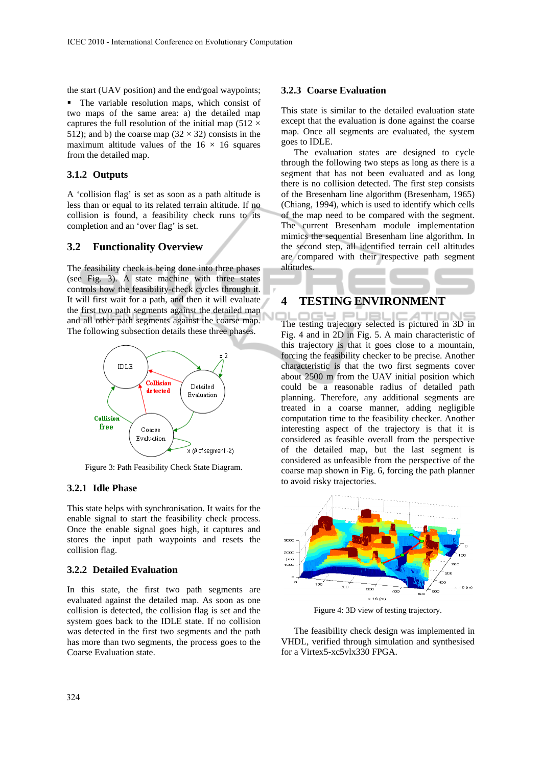the start (UAV position) and the end/goal waypoints;

- The variable resolution maps, which consist of two maps of the same area: a) the detailed map captures the full resolution of the initial map (512 × 512); and b) the coarse map (32 × 32) consists in the maximum altitude values of the 16 × 16 squares from the detailed map.

### 3.1.2 Outputs

A 'collision flag' is set as soon as a path altitude is less than or equal to its related terrain altitude. If no collision is found, a feasibility check runs to its completion and an 'over flag' is set.

## 3.2 Functionality Overview

The feasibility check is being done into three phases (see Fig. 3). A state machine with three states controls how the feasibility-check cycles through it. It will first wait for a path, and then it will evaluate the first two path segments against the detailed map and all other path segments against the coarse map. The following subsection details these three phases.

Figure 3: Path Feasibility Check State Diagram.

### 3.2.1 Idle Phase

This state helps with synchronisation. It waits for the enable signal to start the feasibility check process. Once the enable signal goes high, it captures and stores the input path waypoints and resets the collision flag.

### 3.2.2 Detailed Evaluation

In this state, the first two path segments are evaluated against the detailed map. As soon as one collision is detected, the collision flag is set and the system goes back to the IDLE state. If no collision was detected in the first two segments and the path has more than two segments, the process goes to the Coarse Evaluation state.

### 3.2.3 Coarse Evaluation

This state is similar to the detailed evaluation state except that the evaluation is done against the coarse map. Once all segments are evaluated, the system goes to IDLE.

The evaluation states are designed to cycle through the following two steps as long as there is a segment that has not been evaluated and as long there is no collision detected. The first step consists of the Bresenham line algorithm (Bresenham, 1965) (Chiang, 1994), which is used to identify which cells of the map need to be compared with the segment. The current Bresenham module implementation mimics the sequential Bresenham line algorithm. In the second step, all identified terrain cell altitudes are compared with their respective path segment altitudes.

# 4 TESTING ENVIRONMENT

The testing trajectory selected is pictured in 3D in Fig. 4 and in 2D in Fig. 5. A main characteristic of this trajectory is that it goes close to a mountain, forcing the feasibility checker to be precise. Another characteristic is that the two first segments cover about 2500 m from the UAV initial position which could be a reasonable radius of detailed path planning. Therefore, any additional segments are treated in a coarse manner, adding negligible computation time to the feasibility checker. Another interesting aspect of the trajectory is that it is considered as feasible overall from the perspective of the detailed map, but the last segment is considered as unfeasible from the perspective of the coarse map shown in Fig. 6, forcing the path planner to avoid risky trajectories.

Figure 4: 3D view of testing trajectory.

The feasibility check design was implemented in VHDL, verified through simulation and synthesised for a Virtex5-xc5vlx330 FPGA.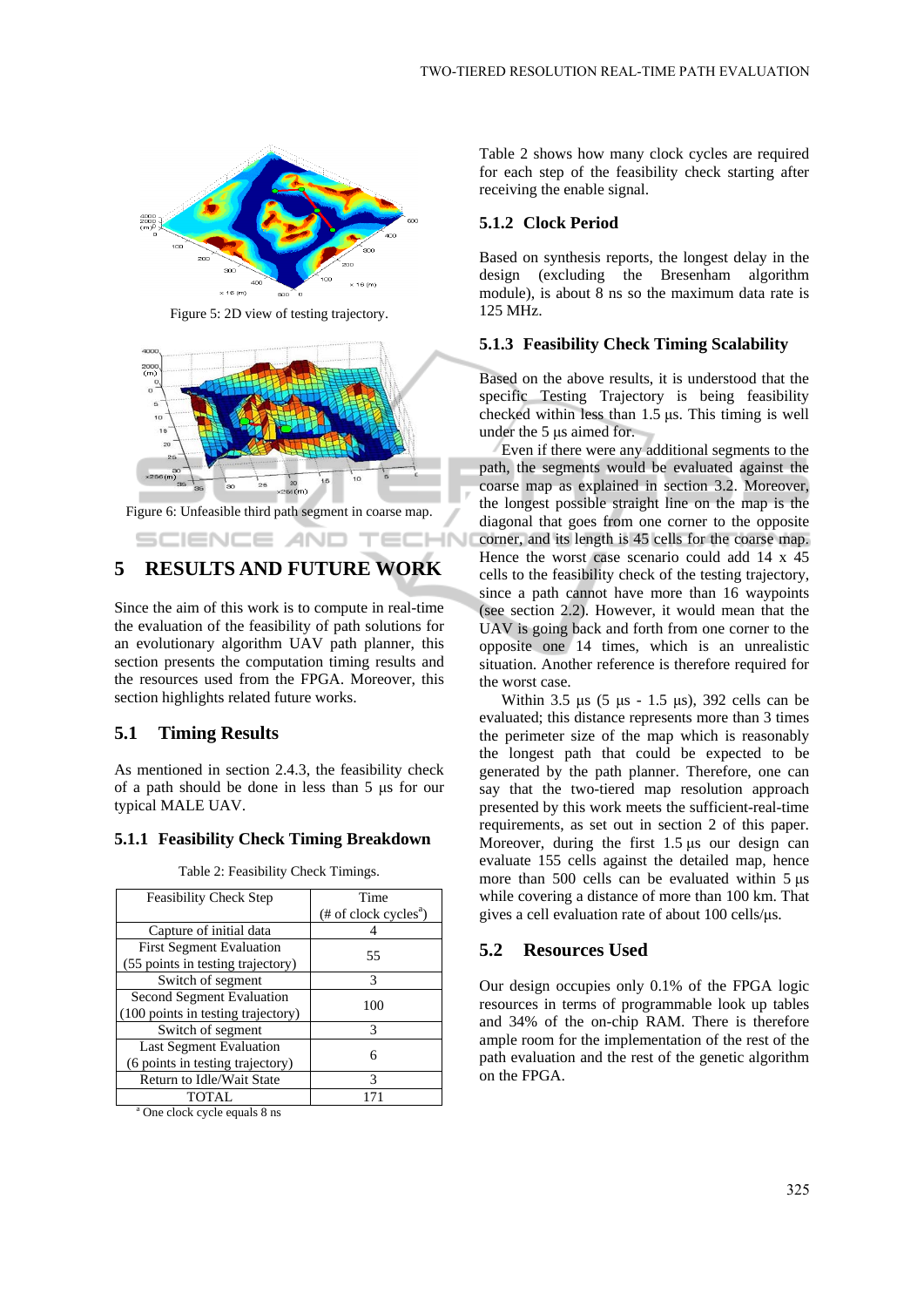Figure 5: 2D view of testing trajectory.

Figure 6: Unfeasible third path segment in coarse map.

## 5 RESULTS AND FUTURE WORK

Since the aim of this work is to compute in real-time the evaluation of the feasibility of path solutions for an evolutionary algorithm UAV path planner, this section presents the computation timing results and the resources used from the FPGA. Moreover, this section highlights related future works.

### 5.1 Timing Results

As mentioned in section 2.4.3, the feasibility check of a path should be done in less than 5 µs for our typical MALE UAV.

#### 5.1.1 Feasibility Check Timing Breakdown

Table 2: Feasibility Check Timings.

| Feasibility Check Step | Time (# of clock cycles[a]) |
|---|---|
| Capture of initial data | 4 |
| First Segment Evaluation (55 points in testing trajectory) | 55 |
| Switch of segment | 3 |
| Second Segment Evaluation (100 points in testing trajectory) | 100 |
| Switch of segment | 3 |
| Last Segment Evaluation (6 points in testing trajectory) | 6 |
| Return to Idle/Wait State | 3 |
| TOTAL | 171 |

[a] One clock cycle equals 8 ns

Table 2 shows how many clock cycles are required for each step of the feasibility check starting after receiving the enable signal.

#### 5.1.2 Clock Period

Based on synthesis reports, the longest delay in the design (excluding the Bresenham algorithm module), is about 8 ns so the maximum data rate is 125 MHz.

#### 5.1.3 Feasibility Check Timing Scalability

Based on the above results, it is understood that the specific Testing Trajectory is being feasibility checked within less than 1.5 µs. This timing is well under the 5 µs aimed for.

Even if there were any additional segments to the path, the segments would be evaluated against the coarse map as explained in section 3.2. Moreover, the longest possible straight line on the map is the diagonal that goes from one corner to the opposite corner, and its length is 45 cells for the coarse map. Hence the worst case scenario could add 14 x 45 cells to the feasibility check of the testing trajectory, since a path cannot have more than 16 waypoints (see section 2.2). However, it would mean that the UAV is going back and forth from one corner to the opposite one 14 times, which is an unrealistic situation. Another reference is therefore required for the worst case.

Within 3.5 µs (5 µs - 1.5 µs), 392 cells can be evaluated; this distance represents more than 3 times the perimeter size of the map which is reasonably the longest path that could be expected to be generated by the path planner. Therefore, one can say that the two-tiered map resolution approach presented by this work meets the sufficient-real-time requirements, as set out in section 2 of this paper. Moreover, during the first 1.5 µs our design can evaluate 155 cells against the detailed map, hence more than 500 cells can be evaluated within 5 µs while covering a distance of more than 100 km. That gives a cell evaluation rate of about 100 cells/µs.

### 5.2 Resources Used

Our design occupies only 0.1% of the FPGA logic resources in terms of programmable look up tables and 34% of the on-chip RAM. There is therefore ample room for the implementation of the rest of the path evaluation and the rest of the genetic algorithm on the FPGA.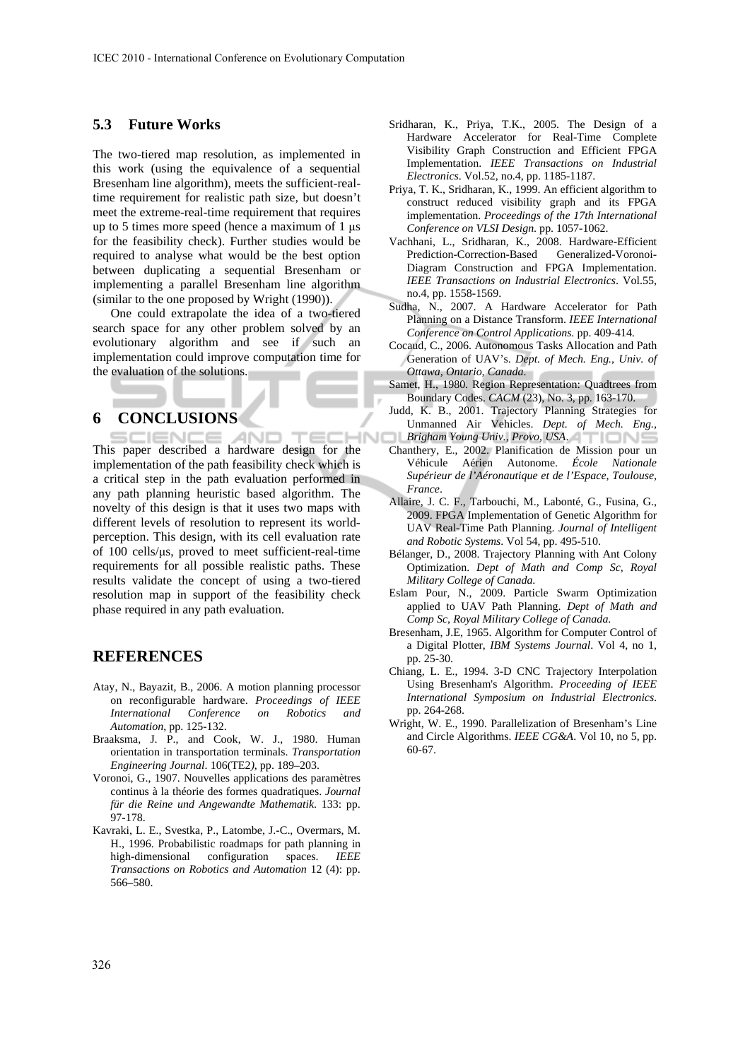### 5.3 Future Works

The two-tiered map resolution, as implemented in this work (using the equivalence of a sequential Bresenham line algorithm), meets the sufficient-real-time requirement for realistic path size, but doesn't meet the extreme-real-time requirement that requires up to 5 times more speed (hence a maximum of 1 μs for the feasibility check). Further studies would be required to analyse what would be the best option between duplicating a sequential Bresenham or implementing a parallel Bresenham line algorithm (similar to the one proposed by Wright (1990)).

One could extrapolate the idea of a two-tiered search space for any other problem solved by an evolutionary algorithm and see if such an implementation could improve computation time for the evaluation of the solutions.

## 6 CONCLUSIONS

This paper described a hardware design for the implementation of the path feasibility check which is a critical step in the path evaluation performed in any path planning heuristic based algorithm. The novelty of this design is that it uses two maps with different levels of resolution to represent its world-perception. This design, with its cell evaluation rate of 100 cells/μs, proved to meet sufficient-real-time requirements for all possible realistic paths. These results validate the concept of using a two-tiered resolution map in support of the feasibility check phase required in any path evaluation.

## REFERENCES

Atay, N., Bayazit, B., 2006. A motion planning processor on reconfigurable hardware. *Proceedings of IEEE International Conference on Robotics and Automation*, pp. 125-132.

Braaksma, J. P., and Cook, W. J., 1980. Human orientation in transportation terminals. *Transportation Engineering Journal*. 106(TE2), pp. 189–203.

Voronoi, G., 1907. Nouvelles applications des paramètres continus à la théorie des formes quadratiques. *Journal für die Reine und Angewandte Mathematik*. 133: pp. 97-178.

Kavraki, L. E., Svestka, P., Latombe, J.-C., Overmars, M. H., 1996. Probabilistic roadmaps for path planning in high-dimensional configuration spaces. *IEEE Transactions on Robotics and Automation* 12 (4): pp. 566–580.

Sridharan, K., Priya, T.K., 2005. The Design of a Hardware Accelerator for Real-Time Complete Visibility Graph Construction and Efficient FPGA Implementation. *IEEE Transactions on Industrial Electronics*. Vol.52, no.4, pp. 1185-1187.

Priya, T. K., Sridharan, K., 1999. An efficient algorithm to construct reduced visibility graph and its FPGA implementation. *Proceedings of the 17th International Conference on VLSI Design*. pp. 1057-1062.

Vachhani, L., Sridharan, K., 2008. Hardware-Efficient Prediction-Correction-Based Generalized-Voronoi-Diagram Construction and FPGA Implementation. *IEEE Transactions on Industrial Electronics*. Vol.55, no.4, pp. 1558-1569.

Sudha, N., 2007. A Hardware Accelerator for Path Planning on a Distance Transform. *IEEE International Conference on Control Applications*. pp. 409-414.

Cocaud, C., 2006. Autonomous Tasks Allocation and Path Generation of UAV's. *Dept. of Mech. Eng., Univ. of Ottawa, Ontario, Canada*.

Samet, H., 1980. Region Representation: Quadtrees from Boundary Codes. *CACM* (23), No. 3, pp. 163-170.

Judd, K. B., 2001. Trajectory Planning Strategies for Unmanned Air Vehicles. *Dept. of Mech. Eng., Brigham Young Univ., Provo, USA*.

Chanthery, E., 2002. Planification de Mission pour un Véhicule Aérien Autonome. *École Nationale Supérieur de l'Aéronautique et de l'Espace, Toulouse, France*.

Allaire, J. C. F., Tarbouchi, M., Labonté, G., Fusina, G., 2009. FPGA Implementation of Genetic Algorithm for UAV Real-Time Path Planning. *Journal of Intelligent and Robotic Systems*. Vol 54, pp. 495-510.

Bélanger, D., 2008. Trajectory Planning with Ant Colony Optimization. *Dept of Math and Comp Sc, Royal Military College of Canada.*

Eslam Pour, N., 2009. Particle Swarm Optimization applied to UAV Path Planning. *Dept of Math and Comp Sc, Royal Military College of Canada.*

Bresenham, J.E, 1965. Algorithm for Computer Control of a Digital Plotter, *IBM Systems Journal*. Vol 4, no 1, pp. 25-30.

Chiang, L. E., 1994. 3-D CNC Trajectory Interpolation Using Bresenham's Algorithm. *Proceeding of IEEE International Symposium on Industrial Electronics*. pp. 264-268.

Wright, W. E., 1990. Parallelization of Bresenham's Line and Circle Algorithms. *IEEE CG&A*. Vol 10, no 5, pp. 60-67.